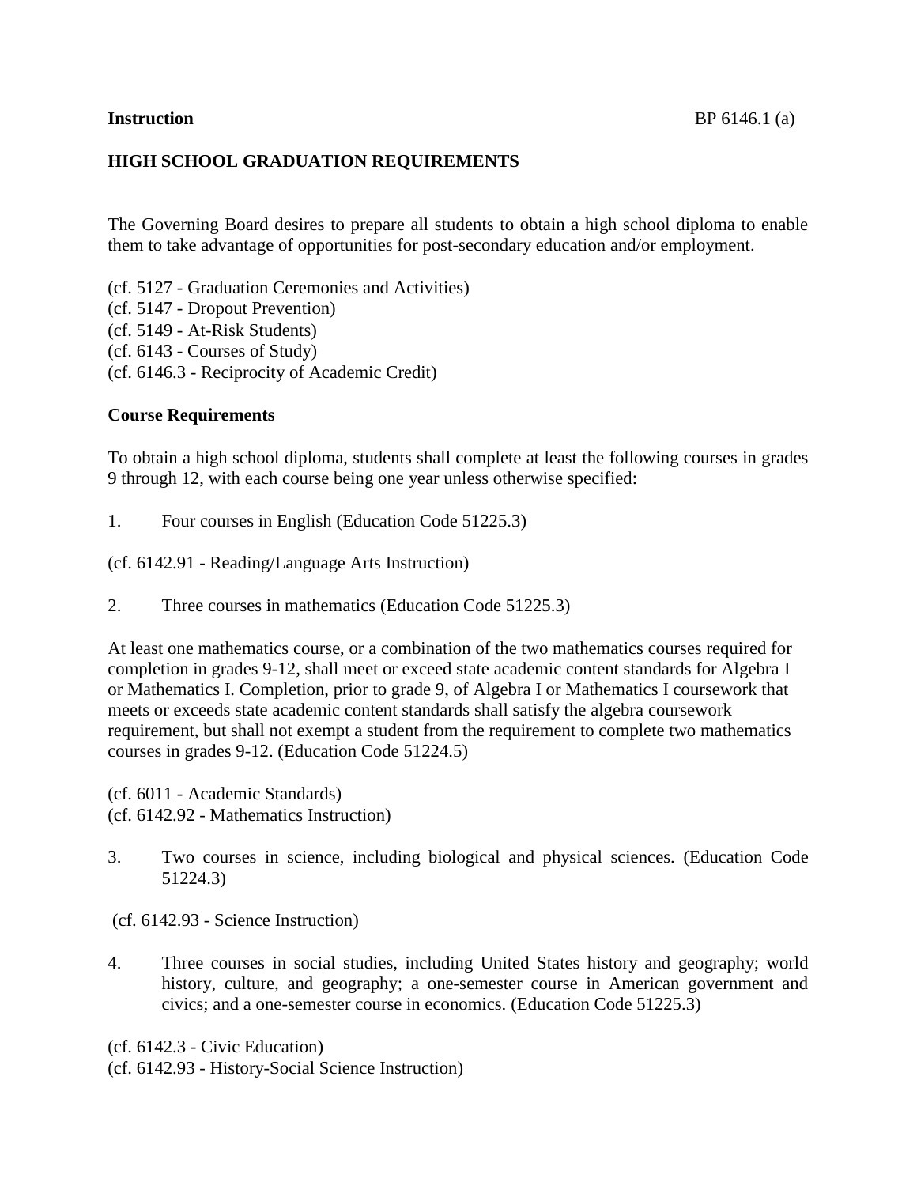**Instruction** BP 6146.1 (a)

## HIGH SCHOOL GRADUATION REQUIREMENTS

The Governing Board desires to prepare all students to obtain a high school diploma to enable them to take advantage of opportunities for post-secondary education and/or employment.

(cf. 5127 - Graduation Ceremonies and Activities)
(cf. 5147 - Dropout Prevention)
(cf. 5149 - At-Risk Students)
(cf. 6143 - Courses of Study)
(cf. 6146.3 - Reciprocity of Academic Credit)

### Course Requirements

To obtain a high school diploma, students shall complete at least the following courses in grades 9 through 12, with each course being one year unless otherwise specified:

1. Four courses in English (Education Code 51225.3)

(cf. 6142.91 - Reading/Language Arts Instruction)

2. Three courses in mathematics (Education Code 51225.3)

At least one mathematics course, or a combination of the two mathematics courses required for completion in grades 9-12, shall meet or exceed state academic content standards for Algebra I or Mathematics I. Completion, prior to grade 9, of Algebra I or Mathematics I coursework that meets or exceeds state academic content standards shall satisfy the algebra coursework requirement, but shall not exempt a student from the requirement to complete two mathematics courses in grades 9-12. (Education Code 51224.5)

(cf. 6011 - Academic Standards)
(cf. 6142.92 - Mathematics Instruction)

3. Two courses in science, including biological and physical sciences. (Education Code 51224.3)

(cf. 6142.93 - Science Instruction)

4. Three courses in social studies, including United States history and geography; world history, culture, and geography; a one-semester course in American government and civics; and a one-semester course in economics. (Education Code 51225.3)

(cf. 6142.3 - Civic Education)
(cf. 6142.93 - History-Social Science Instruction)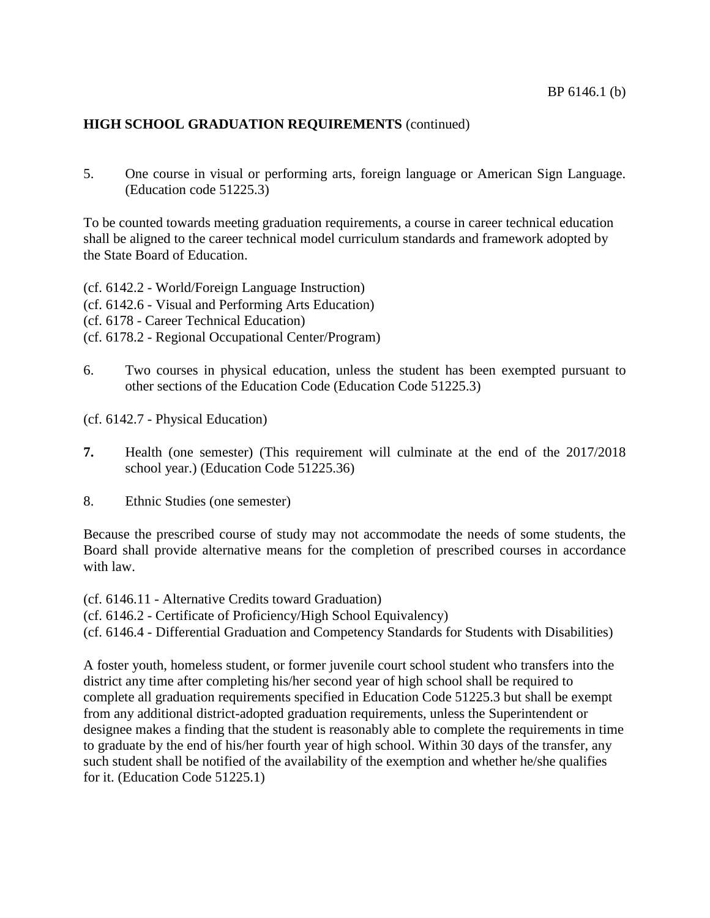**HIGH SCHOOL GRADUATION REQUIREMENTS** (continued)

5. One course in visual or performing arts, foreign language or American Sign Language. (Education code 51225.3)

To be counted towards meeting graduation requirements, a course in career technical education shall be aligned to the career technical model curriculum standards and framework adopted by the State Board of Education.

(cf. 6142.2 - World/Foreign Language Instruction)
(cf. 6142.6 - Visual and Performing Arts Education)
(cf. 6178 - Career Technical Education)
(cf. 6178.2 - Regional Occupational Center/Program)

6. Two courses in physical education, unless the student has been exempted pursuant to other sections of the Education Code (Education Code 51225.3)

(cf. 6142.7 - Physical Education)

**7.** Health (one semester) (This requirement will culminate at the end of the 2017/2018 school year.) (Education Code 51225.36)

8. Ethnic Studies (one semester)

Because the prescribed course of study may not accommodate the needs of some students, the Board shall provide alternative means for the completion of prescribed courses in accordance with law.

(cf. 6146.11 - Alternative Credits toward Graduation)
(cf. 6146.2 - Certificate of Proficiency/High School Equivalency)
(cf. 6146.4 - Differential Graduation and Competency Standards for Students with Disabilities)

A foster youth, homeless student, or former juvenile court school student who transfers into the district any time after completing his/her second year of high school shall be required to complete all graduation requirements specified in Education Code 51225.3 but shall be exempt from any additional district-adopted graduation requirements, unless the Superintendent or designee makes a finding that the student is reasonably able to complete the requirements in time to graduate by the end of his/her fourth year of high school. Within 30 days of the transfer, any such student shall be notified of the availability of the exemption and whether he/she qualifies for it. (Education Code 51225.1)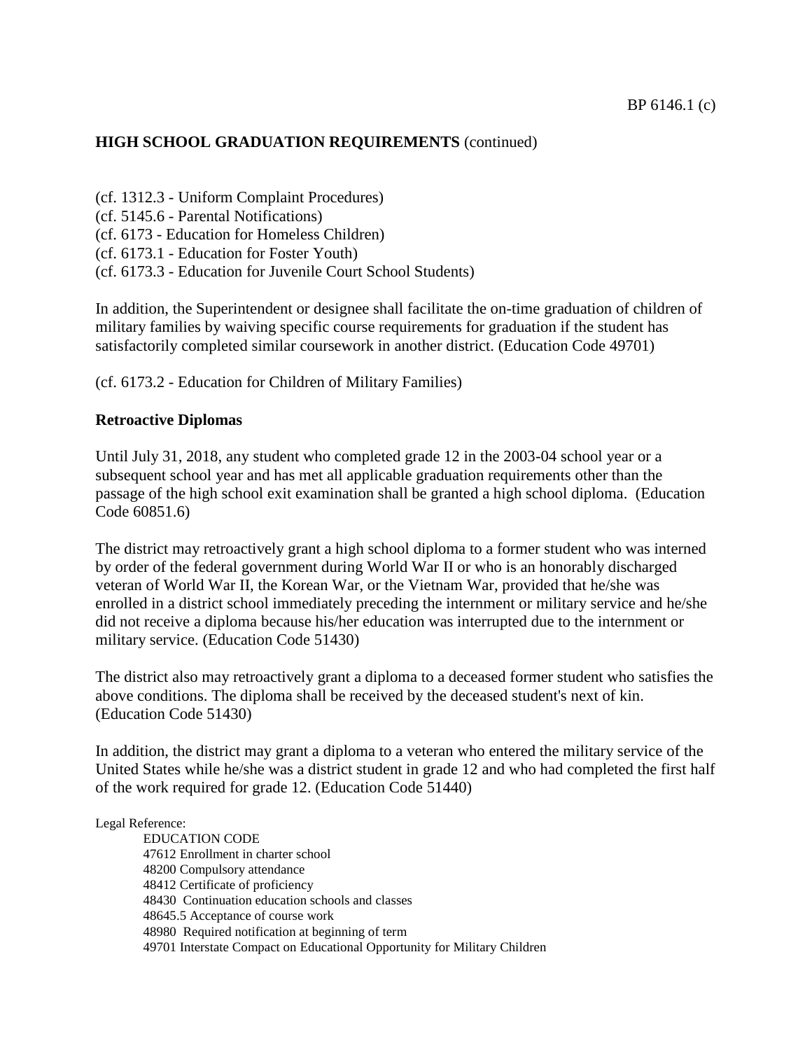## HIGH SCHOOL GRADUATION REQUIREMENTS (continued)

(cf. 1312.3 - Uniform Complaint Procedures)
(cf. 5145.6 - Parental Notifications)
(cf. 6173 - Education for Homeless Children)
(cf. 6173.1 - Education for Foster Youth)
(cf. 6173.3 - Education for Juvenile Court School Students)

In addition, the Superintendent or designee shall facilitate the on-time graduation of children of military families by waiving specific course requirements for graduation if the student has satisfactorily completed similar coursework in another district. (Education Code 49701)

(cf. 6173.2 - Education for Children of Military Families)

### Retroactive Diplomas

Until July 31, 2018, any student who completed grade 12 in the 2003-04 school year or a subsequent school year and has met all applicable graduation requirements other than the passage of the high school exit examination shall be granted a high school diploma. (Education Code 60851.6)

The district may retroactively grant a high school diploma to a former student who was interned by order of the federal government during World War II or who is an honorably discharged veteran of World War II, the Korean War, or the Vietnam War, provided that he/she was enrolled in a district school immediately preceding the internment or military service and he/she did not receive a diploma because his/her education was interrupted due to the internment or military service. (Education Code 51430)

The district also may retroactively grant a diploma to a deceased former student who satisfies the above conditions. The diploma shall be received by the deceased student's next of kin. (Education Code 51430)

In addition, the district may grant a diploma to a veteran who entered the military service of the United States while he/she was a district student in grade 12 and who had completed the first half of the work required for grade 12. (Education Code 51440)

Legal Reference:

EDUCATION CODE
47612 Enrollment in charter school
48200 Compulsory attendance
48412 Certificate of proficiency
48430 Continuation education schools and classes
48645.5 Acceptance of course work
48980 Required notification at beginning of term
49701 Interstate Compact on Educational Opportunity for Military Children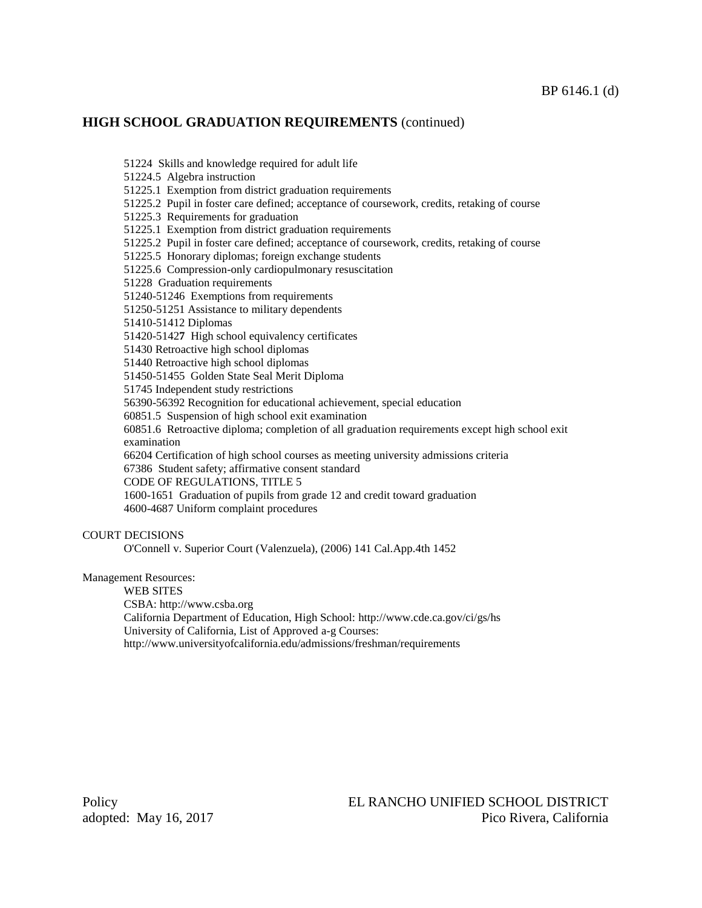## HIGH SCHOOL GRADUATION REQUIREMENTS (continued)

51224 Skills and knowledge required for adult life
51224.5 Algebra instruction
51225.1 Exemption from district graduation requirements
51225.2 Pupil in foster care defined; acceptance of coursework, credits, retaking of course
51225.3 Requirements for graduation
51225.1 Exemption from district graduation requirements
51225.2 Pupil in foster care defined; acceptance of coursework, credits, retaking of course
51225.5 Honorary diplomas; foreign exchange students
51225.6 Compression-only cardiopulmonary resuscitation
51228 Graduation requirements
51240-51246 Exemptions from requirements
51250-51251 Assistance to military dependents
51410-51412 Diplomas
51420-51427 High school equivalency certificates
51430 Retroactive high school diplomas
51440 Retroactive high school diplomas
51450-51455 Golden State Seal Merit Diploma
51745 Independent study restrictions
56390-56392 Recognition for educational achievement, special education
60851.5 Suspension of high school exit examination
60851.6 Retroactive diploma; completion of all graduation requirements except high school exit examination
66204 Certification of high school courses as meeting university admissions criteria
67386 Student safety; affirmative consent standard
CODE OF REGULATIONS, TITLE 5
1600-1651 Graduation of pupils from grade 12 and credit toward graduation
4600-4687 Uniform complaint procedures

COURT DECISIONS
O'Connell v. Superior Court (Valenzuela), (2006) 141 Cal.App.4th 1452

Management Resources:
WEB SITES
CSBA: http://www.csba.org
California Department of Education, High School: http://www.cde.ca.gov/ci/gs/hs
University of California, List of Approved a-g Courses:
http://www.universityofcalifornia.edu/admissions/freshman/requirements

Policy
adopted: May 16, 2017

EL RANCHO UNIFIED SCHOOL DISTRICT
Pico Rivera, California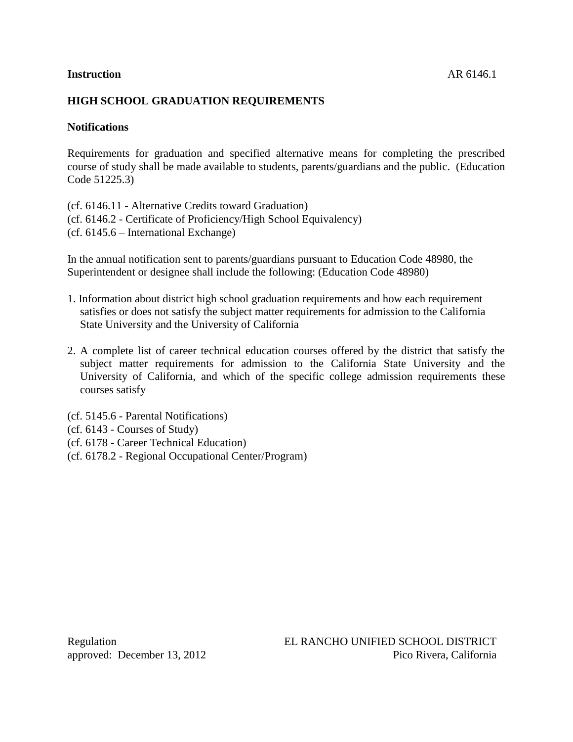**Instruction** AR 6146.1

**HIGH SCHOOL GRADUATION REQUIREMENTS**

**Notifications**

Requirements for graduation and specified alternative means for completing the prescribed course of study shall be made available to students, parents/guardians and the public. (Education Code 51225.3)

(cf. 6146.11 - Alternative Credits toward Graduation)
(cf. 6146.2 - Certificate of Proficiency/High School Equivalency)
(cf. 6145.6 – International Exchange)

In the annual notification sent to parents/guardians pursuant to Education Code 48980, the Superintendent or designee shall include the following: (Education Code 48980)

1. Information about district high school graduation requirements and how each requirement satisfies or does not satisfy the subject matter requirements for admission to the California State University and the University of California

2. A complete list of career technical education courses offered by the district that satisfy the subject matter requirements for admission to the California State University and the University of California, and which of the specific college admission requirements these courses satisfy

(cf. 5145.6 - Parental Notifications)
(cf. 6143 - Courses of Study)
(cf. 6178 - Career Technical Education)
(cf. 6178.2 - Regional Occupational Center/Program)

Regulation
approved: December 13, 2012

EL RANCHO UNIFIED SCHOOL DISTRICT
Pico Rivera, California